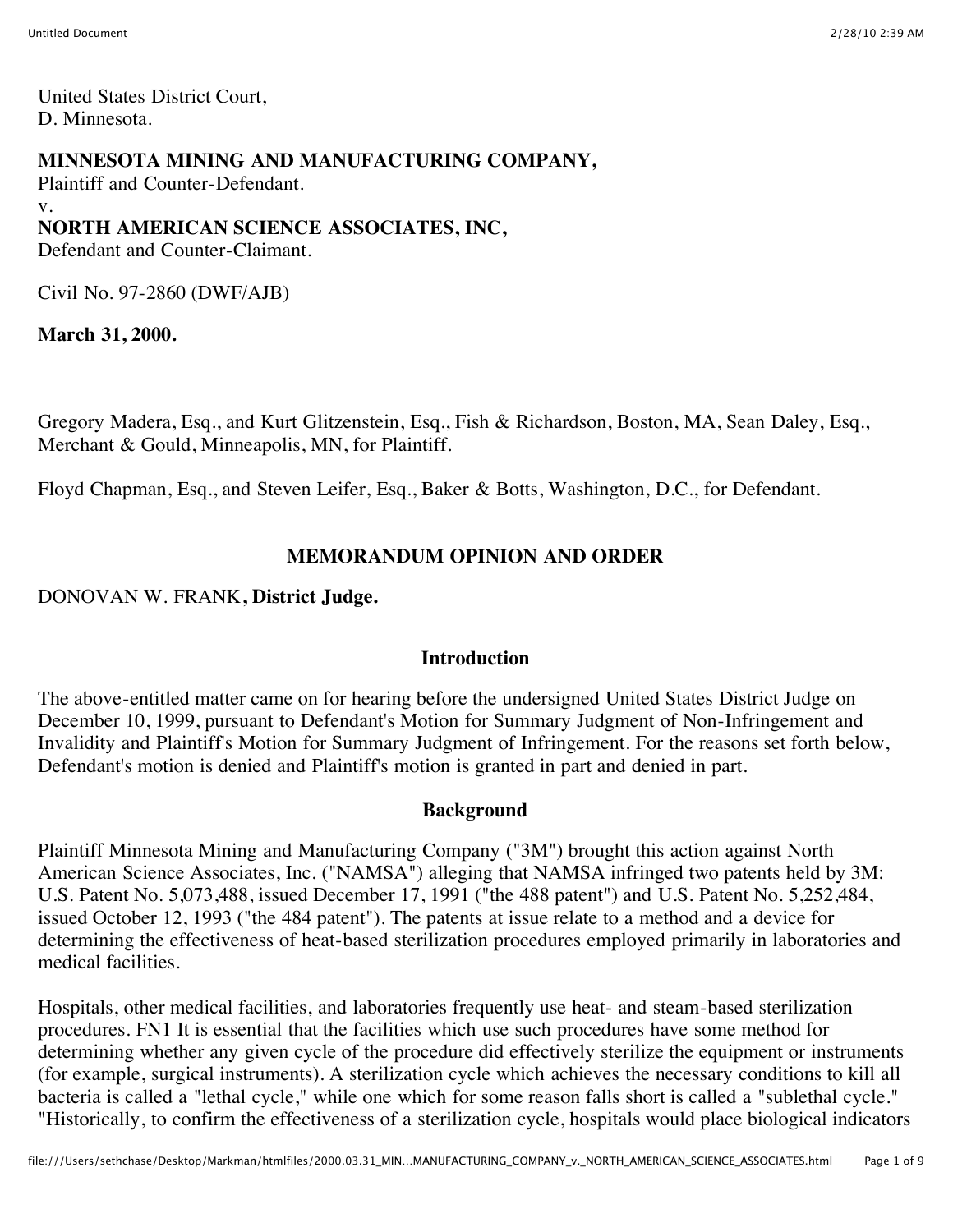United States District Court,
D. Minnesota.

**MINNESOTA MINING AND MANUFACTURING COMPANY,**
Plaintiff and Counter-Defendant.
v.
**NORTH AMERICAN SCIENCE ASSOCIATES, INC,**
Defendant and Counter-Claimant.

Civil No. 97-2860 (DWF/AJB)

**March 31, 2000.**

Gregory Madera, Esq., and Kurt Glitzenstein, Esq., Fish & Richardson, Boston, MA, Sean Daley, Esq., Merchant & Gould, Minneapolis, MN, for Plaintiff.

Floyd Chapman, Esq., and Steven Leifer, Esq., Baker & Botts, Washington, D.C., for Defendant.

## MEMORANDUM OPINION AND ORDER

DONOVAN W. FRANK**, District Judge.**

### Introduction

The above-entitled matter came on for hearing before the undersigned United States District Judge on December 10, 1999, pursuant to Defendant's Motion for Summary Judgment of Non-Infringement and Invalidity and Plaintiff's Motion for Summary Judgment of Infringement. For the reasons set forth below, Defendant's motion is denied and Plaintiff's motion is granted in part and denied in part.

### Background

Plaintiff Minnesota Mining and Manufacturing Company ("3M") brought this action against North American Science Associates, Inc. ("NAMSA") alleging that NAMSA infringed two patents held by 3M: U.S. Patent No. 5,073,488, issued December 17, 1991 ("the 488 patent") and U.S. Patent No. 5,252,484, issued October 12, 1993 ("the 484 patent"). The patents at issue relate to a method and a device for determining the effectiveness of heat-based sterilization procedures employed primarily in laboratories and medical facilities.

Hospitals, other medical facilities, and laboratories frequently use heat- and steam-based sterilization procedures. FN1 It is essential that the facilities which use such procedures have some method for determining whether any given cycle of the procedure did effectively sterilize the equipment or instruments (for example, surgical instruments). A sterilization cycle which achieves the necessary conditions to kill all bacteria is called a "lethal cycle," while one which for some reason falls short is called a "sublethal cycle." "Historically, to confirm the effectiveness of a sterilization cycle, hospitals would place biological indicators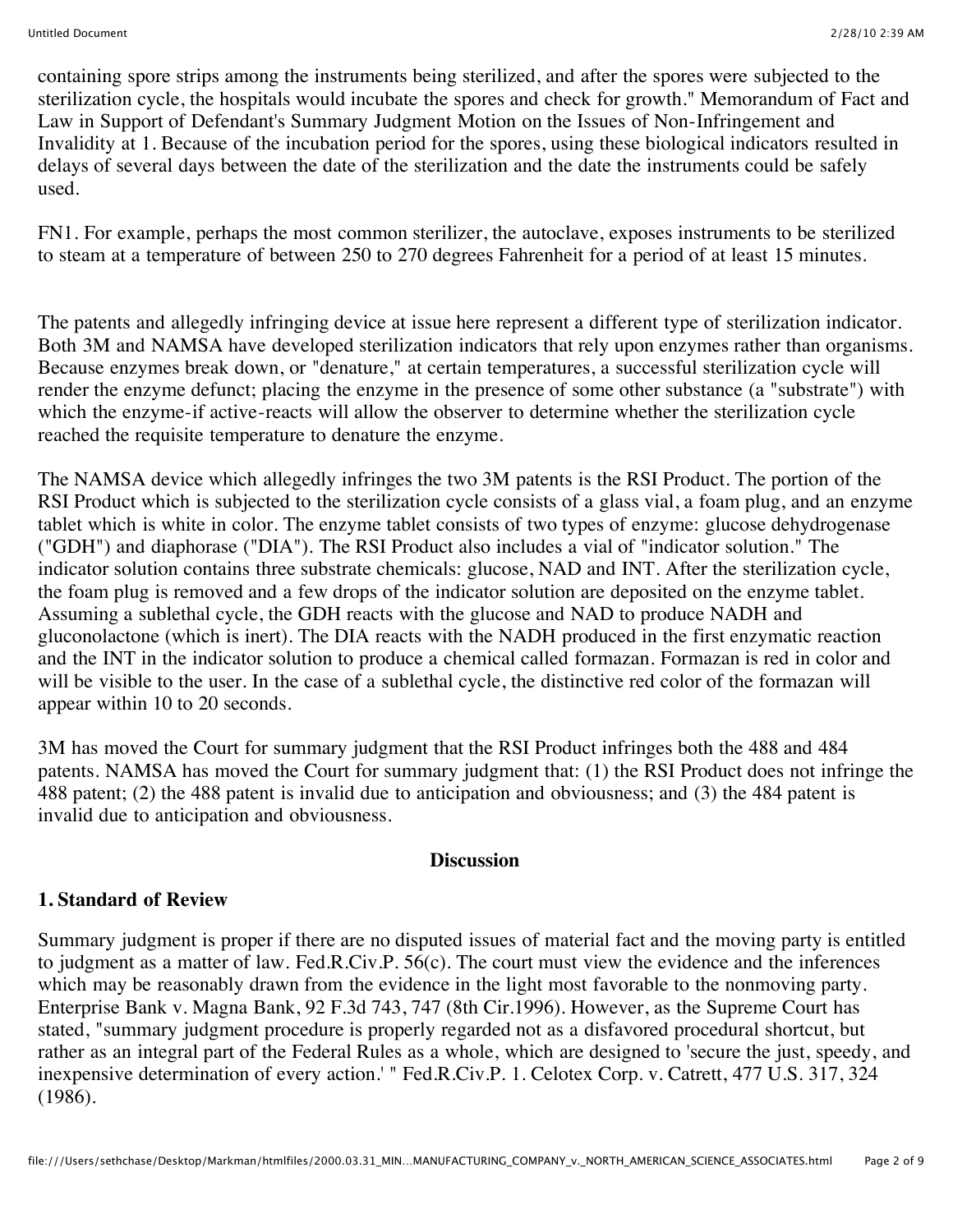containing spore strips among the instruments being sterilized, and after the spores were subjected to the sterilization cycle, the hospitals would incubate the spores and check for growth." Memorandum of Fact and Law in Support of Defendant's Summary Judgment Motion on the Issues of Non-Infringement and Invalidity at 1. Because of the incubation period for the spores, using these biological indicators resulted in delays of several days between the date of the sterilization and the date the instruments could be safely used.

FN1. For example, perhaps the most common sterilizer, the autoclave, exposes instruments to be sterilized to steam at a temperature of between 250 to 270 degrees Fahrenheit for a period of at least 15 minutes.

The patents and allegedly infringing device at issue here represent a different type of sterilization indicator. Both 3M and NAMSA have developed sterilization indicators that rely upon enzymes rather than organisms. Because enzymes break down, or "denature," at certain temperatures, a successful sterilization cycle will render the enzyme defunct; placing the enzyme in the presence of some other substance (a "substrate") with which the enzyme-if active-reacts will allow the observer to determine whether the sterilization cycle reached the requisite temperature to denature the enzyme.

The NAMSA device which allegedly infringes the two 3M patents is the RSI Product. The portion of the RSI Product which is subjected to the sterilization cycle consists of a glass vial, a foam plug, and an enzyme tablet which is white in color. The enzyme tablet consists of two types of enzyme: glucose dehydrogenase ("GDH") and diaphorase ("DIA"). The RSI Product also includes a vial of "indicator solution." The indicator solution contains three substrate chemicals: glucose, NAD and INT. After the sterilization cycle, the foam plug is removed and a few drops of the indicator solution are deposited on the enzyme tablet. Assuming a sublethal cycle, the GDH reacts with the glucose and NAD to produce NADH and gluconolactone (which is inert). The DIA reacts with the NADH produced in the first enzymatic reaction and the INT in the indicator solution to produce a chemical called formazan. Formazan is red in color and will be visible to the user. In the case of a sublethal cycle, the distinctive red color of the formazan will appear within 10 to 20 seconds.

3M has moved the Court for summary judgment that the RSI Product infringes both the 488 and 484 patents. NAMSA has moved the Court for summary judgment that: (1) the RSI Product does not infringe the 488 patent; (2) the 488 patent is invalid due to anticipation and obviousness; and (3) the 484 patent is invalid due to anticipation and obviousness.

## Discussion

### 1. Standard of Review

Summary judgment is proper if there are no disputed issues of material fact and the moving party is entitled to judgment as a matter of law. Fed.R.Civ.P. 56(c). The court must view the evidence and the inferences which may be reasonably drawn from the evidence in the light most favorable to the nonmoving party. Enterprise Bank v. Magna Bank, 92 F.3d 743, 747 (8th Cir.1996). However, as the Supreme Court has stated, "summary judgment procedure is properly regarded not as a disfavored procedural shortcut, but rather as an integral part of the Federal Rules as a whole, which are designed to 'secure the just, speedy, and inexpensive determination of every action.' " Fed.R.Civ.P. 1. Celotex Corp. v. Catrett, 477 U.S. 317, 324 (1986).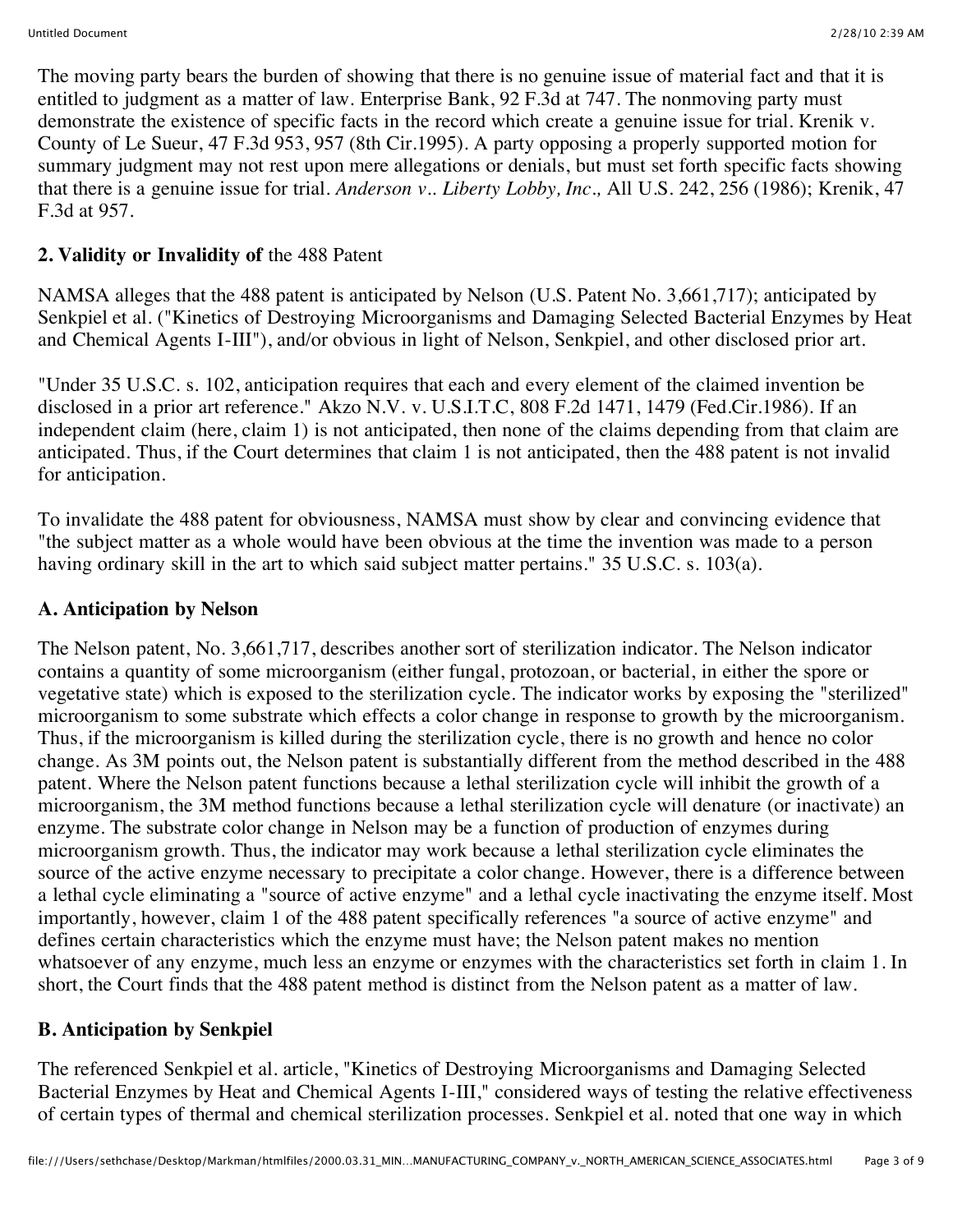The moving party bears the burden of showing that there is no genuine issue of material fact and that it is entitled to judgment as a matter of law. Enterprise Bank, 92 F.3d at 747. The nonmoving party must demonstrate the existence of specific facts in the record which create a genuine issue for trial. Krenik v. County of Le Sueur, 47 F.3d 953, 957 (8th Cir.1995). A party opposing a properly supported motion for summary judgment may not rest upon mere allegations or denials, but must set forth specific facts showing that there is a genuine issue for trial. *Anderson v.. Liberty Lobby, Inc.,* All U.S. 242, 256 (1986); Krenik, 47 F.3d at 957.

## 2. Validity or Invalidity of the 488 Patent

NAMSA alleges that the 488 patent is anticipated by Nelson (U.S. Patent No. 3,661,717); anticipated by Senkpiel et al. ("Kinetics of Destroying Microorganisms and Damaging Selected Bacterial Enzymes by Heat and Chemical Agents I-III"), and/or obvious in light of Nelson, Senkpiel, and other disclosed prior art.

"Under 35 U.S.C. s. 102, anticipation requires that each and every element of the claimed invention be disclosed in a prior art reference." Akzo N.V. v. U.S.I.T.C, 808 F.2d 1471, 1479 (Fed.Cir.1986). If an independent claim (here, claim 1) is not anticipated, then none of the claims depending from that claim are anticipated. Thus, if the Court determines that claim 1 is not anticipated, then the 488 patent is not invalid for anticipation.

To invalidate the 488 patent for obviousness, NAMSA must show by clear and convincing evidence that "the subject matter as a whole would have been obvious at the time the invention was made to a person having ordinary skill in the art to which said subject matter pertains." 35 U.S.C. s. 103(a).

### A. Anticipation by Nelson

The Nelson patent, No. 3,661,717, describes another sort of sterilization indicator. The Nelson indicator contains a quantity of some microorganism (either fungal, protozoan, or bacterial, in either the spore or vegetative state) which is exposed to the sterilization cycle. The indicator works by exposing the "sterilized" microorganism to some substrate which effects a color change in response to growth by the microorganism. Thus, if the microorganism is killed during the sterilization cycle, there is no growth and hence no color change. As 3M points out, the Nelson patent is substantially different from the method described in the 488 patent. Where the Nelson patent functions because a lethal sterilization cycle will inhibit the growth of a microorganism, the 3M method functions because a lethal sterilization cycle will denature (or inactivate) an enzyme. The substrate color change in Nelson may be a function of production of enzymes during microorganism growth. Thus, the indicator may work because a lethal sterilization cycle eliminates the source of the active enzyme necessary to precipitate a color change. However, there is a difference between a lethal cycle eliminating a "source of active enzyme" and a lethal cycle inactivating the enzyme itself. Most importantly, however, claim 1 of the 488 patent specifically references "a source of active enzyme" and defines certain characteristics which the enzyme must have; the Nelson patent makes no mention whatsoever of any enzyme, much less an enzyme or enzymes with the characteristics set forth in claim 1. In short, the Court finds that the 488 patent method is distinct from the Nelson patent as a matter of law.

### B. Anticipation by Senkpiel

The referenced Senkpiel et al. article, "Kinetics of Destroying Microorganisms and Damaging Selected Bacterial Enzymes by Heat and Chemical Agents I-III," considered ways of testing the relative effectiveness of certain types of thermal and chemical sterilization processes. Senkpiel et al. noted that one way in which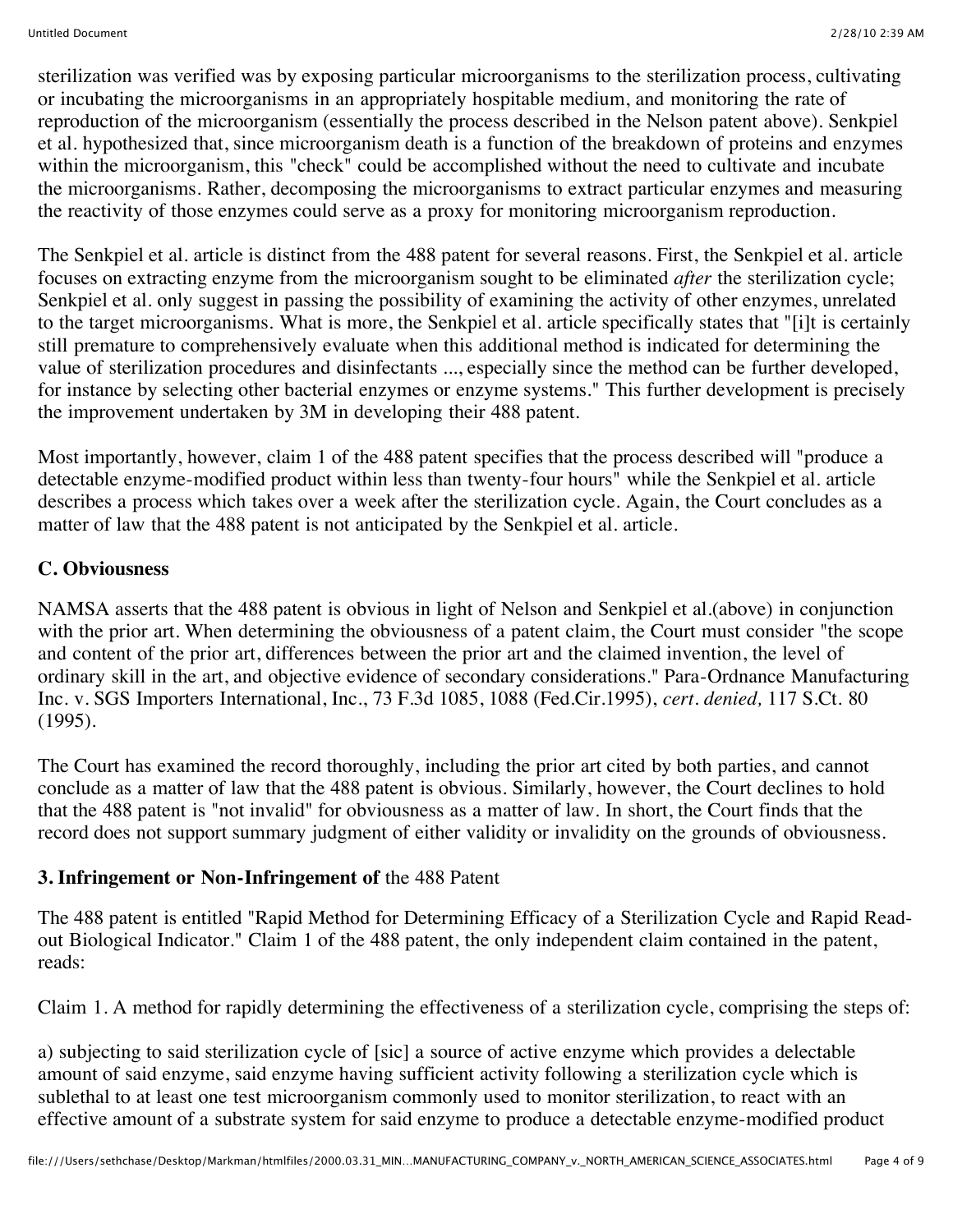sterilization was verified was by exposing particular microorganisms to the sterilization process, cultivating or incubating the microorganisms in an appropriately hospitable medium, and monitoring the rate of reproduction of the microorganism (essentially the process described in the Nelson patent above). Senkpiel et al. hypothesized that, since microorganism death is a function of the breakdown of proteins and enzymes within the microorganism, this "check" could be accomplished without the need to cultivate and incubate the microorganisms. Rather, decomposing the microorganisms to extract particular enzymes and measuring the reactivity of those enzymes could serve as a proxy for monitoring microorganism reproduction.

The Senkpiel et al. article is distinct from the 488 patent for several reasons. First, the Senkpiel et al. article focuses on extracting enzyme from the microorganism sought to be eliminated *after* the sterilization cycle; Senkpiel et al. only suggest in passing the possibility of examining the activity of other enzymes, unrelated to the target microorganisms. What is more, the Senkpiel et al. article specifically states that "[i]t is certainly still premature to comprehensively evaluate when this additional method is indicated for determining the value of sterilization procedures and disinfectants ..., especially since the method can be further developed, for instance by selecting other bacterial enzymes or enzyme systems." This further development is precisely the improvement undertaken by 3M in developing their 488 patent.

Most importantly, however, claim 1 of the 488 patent specifies that the process described will "produce a detectable enzyme-modified product within less than twenty-four hours" while the Senkpiel et al. article describes a process which takes over a week after the sterilization cycle. Again, the Court concludes as a matter of law that the 488 patent is not anticipated by the Senkpiel et al. article.

### C. Obviousness

NAMSA asserts that the 488 patent is obvious in light of Nelson and Senkpiel et al.(above) in conjunction with the prior art. When determining the obviousness of a patent claim, the Court must consider "the scope and content of the prior art, differences between the prior art and the claimed invention, the level of ordinary skill in the art, and objective evidence of secondary considerations." Para-Ordnance Manufacturing Inc. v. SGS Importers International, Inc., 73 F.3d 1085, 1088 (Fed.Cir.1995), *cert. denied,* 117 S.Ct. 80 (1995).

The Court has examined the record thoroughly, including the prior art cited by both parties, and cannot conclude as a matter of law that the 488 patent is obvious. Similarly, however, the Court declines to hold that the 488 patent is "not invalid" for obviousness as a matter of law. In short, the Court finds that the record does not support summary judgment of either validity or invalidity on the grounds of obviousness.

### 3. Infringement or Non-Infringement of the 488 Patent

The 488 patent is entitled "Rapid Method for Determining Efficacy of a Sterilization Cycle and Rapid Read-out Biological Indicator." Claim 1 of the 488 patent, the only independent claim contained in the patent, reads:

Claim 1. A method for rapidly determining the effectiveness of a sterilization cycle, comprising the steps of:

a) subjecting to said sterilization cycle of [sic] a source of active enzyme which provides a delectable amount of said enzyme, said enzyme having sufficient activity following a sterilization cycle which is sublethal to at least one test microorganism commonly used to monitor sterilization, to react with an effective amount of a substrate system for said enzyme to produce a detectable enzyme-modified product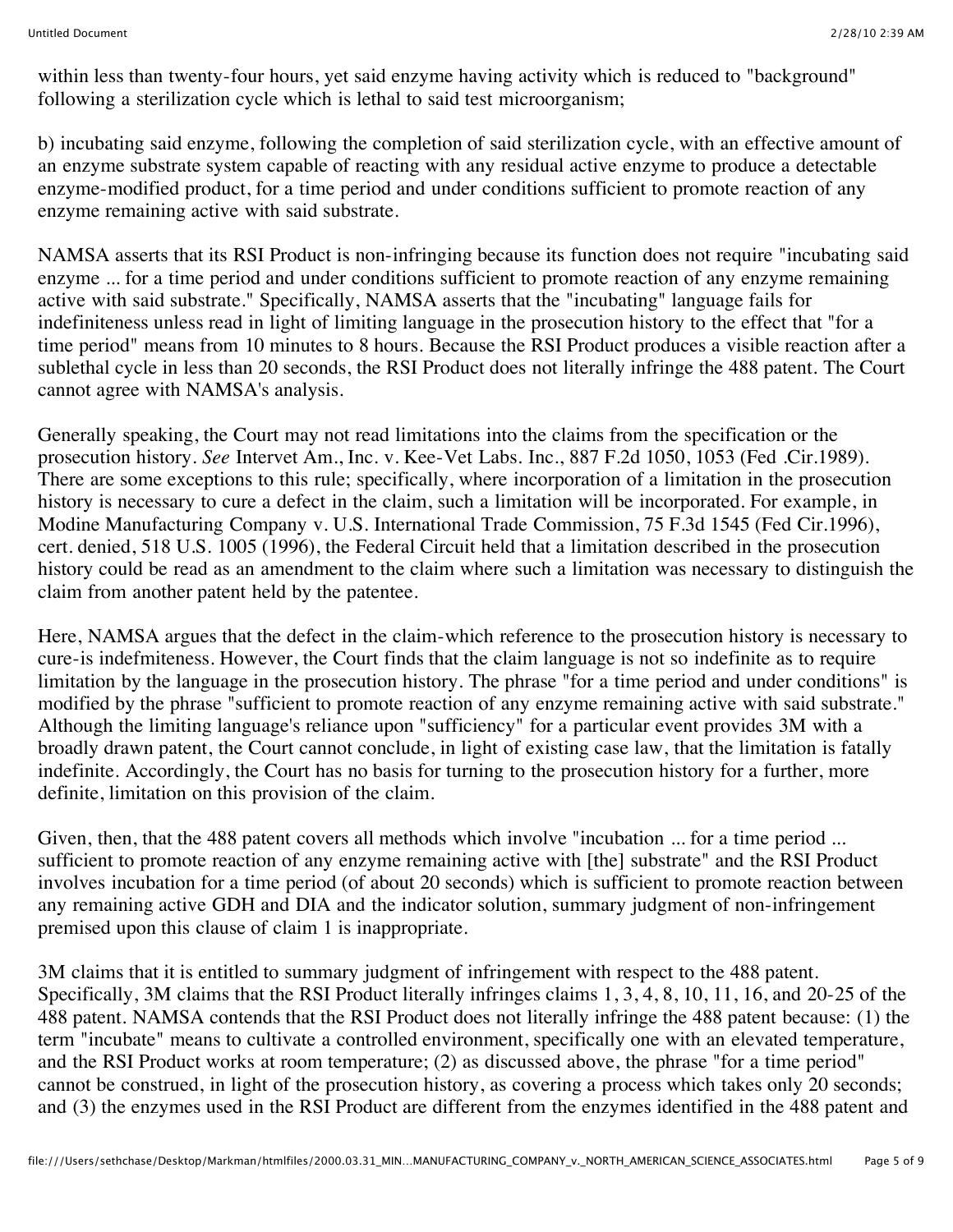within less than twenty-four hours, yet said enzyme having activity which is reduced to "background" following a sterilization cycle which is lethal to said test microorganism;

b) incubating said enzyme, following the completion of said sterilization cycle, with an effective amount of an enzyme substrate system capable of reacting with any residual active enzyme to produce a detectable enzyme-modified product, for a time period and under conditions sufficient to promote reaction of any enzyme remaining active with said substrate.

NAMSA asserts that its RSI Product is non-infringing because its function does not require "incubating said enzyme ... for a time period and under conditions sufficient to promote reaction of any enzyme remaining active with said substrate." Specifically, NAMSA asserts that the "incubating" language fails for indefiniteness unless read in light of limiting language in the prosecution history to the effect that "for a time period" means from 10 minutes to 8 hours. Because the RSI Product produces a visible reaction after a sublethal cycle in less than 20 seconds, the RSI Product does not literally infringe the 488 patent. The Court cannot agree with NAMSA's analysis.

Generally speaking, the Court may not read limitations into the claims from the specification or the prosecution history. *See* Intervet Am., Inc. v. Kee-Vet Labs. Inc., 887 F.2d 1050, 1053 (Fed .Cir.1989). There are some exceptions to this rule; specifically, where incorporation of a limitation in the prosecution history is necessary to cure a defect in the claim, such a limitation will be incorporated. For example, in Modine Manufacturing Company v. U.S. International Trade Commission, 75 F.3d 1545 (Fed Cir.1996), cert. denied, 518 U.S. 1005 (1996), the Federal Circuit held that a limitation described in the prosecution history could be read as an amendment to the claim where such a limitation was necessary to distinguish the claim from another patent held by the patentee.

Here, NAMSA argues that the defect in the claim-which reference to the prosecution history is necessary to cure-is indefmiteness. However, the Court finds that the claim language is not so indefinite as to require limitation by the language in the prosecution history. The phrase "for a time period and under conditions" is modified by the phrase "sufficient to promote reaction of any enzyme remaining active with said substrate." Although the limiting language's reliance upon "sufficiency" for a particular event provides 3M with a broadly drawn patent, the Court cannot conclude, in light of existing case law, that the limitation is fatally indefinite. Accordingly, the Court has no basis for turning to the prosecution history for a further, more definite, limitation on this provision of the claim.

Given, then, that the 488 patent covers all methods which involve "incubation ... for a time period ... sufficient to promote reaction of any enzyme remaining active with [the] substrate" and the RSI Product involves incubation for a time period (of about 20 seconds) which is sufficient to promote reaction between any remaining active GDH and DIA and the indicator solution, summary judgment of non-infringement premised upon this clause of claim 1 is inappropriate.

3M claims that it is entitled to summary judgment of infringement with respect to the 488 patent. Specifically, 3M claims that the RSI Product literally infringes claims 1, 3, 4, 8, 10, 11, 16, and 20-25 of the 488 patent. NAMSA contends that the RSI Product does not literally infringe the 488 patent because: (1) the term "incubate" means to cultivate a controlled environment, specifically one with an elevated temperature, and the RSI Product works at room temperature; (2) as discussed above, the phrase "for a time period" cannot be construed, in light of the prosecution history, as covering a process which takes only 20 seconds; and (3) the enzymes used in the RSI Product are different from the enzymes identified in the 488 patent and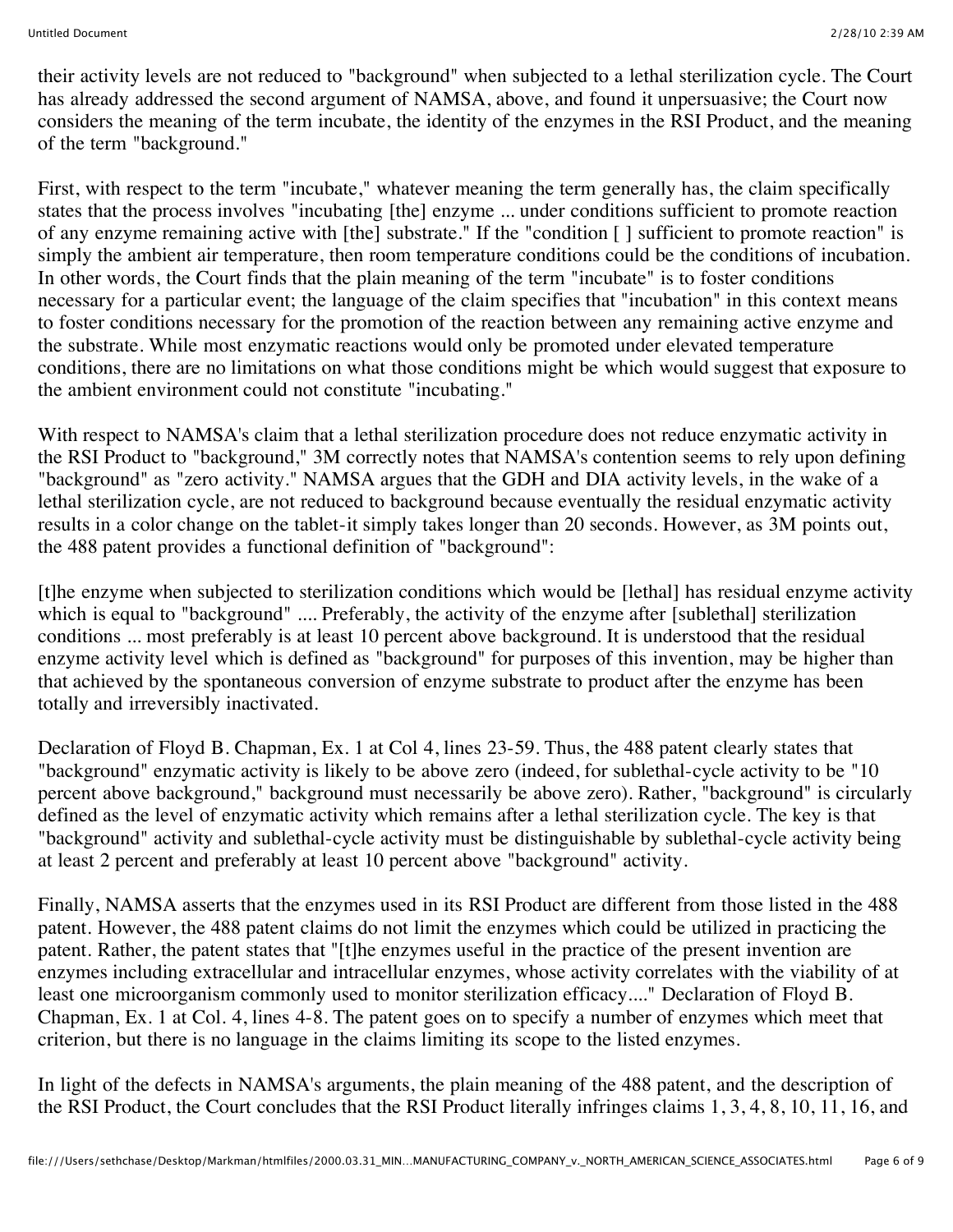their activity levels are not reduced to "background" when subjected to a lethal sterilization cycle. The Court has already addressed the second argument of NAMSA, above, and found it unpersuasive; the Court now considers the meaning of the term incubate, the identity of the enzymes in the RSI Product, and the meaning of the term "background."

First, with respect to the term "incubate," whatever meaning the term generally has, the claim specifically states that the process involves "incubating [the] enzyme ... under conditions sufficient to promote reaction of any enzyme remaining active with [the] substrate." If the "condition [ ] sufficient to promote reaction" is simply the ambient air temperature, then room temperature conditions could be the conditions of incubation. In other words, the Court finds that the plain meaning of the term "incubate" is to foster conditions necessary for a particular event; the language of the claim specifies that "incubation" in this context means to foster conditions necessary for the promotion of the reaction between any remaining active enzyme and the substrate. While most enzymatic reactions would only be promoted under elevated temperature conditions, there are no limitations on what those conditions might be which would suggest that exposure to the ambient environment could not constitute "incubating."

With respect to NAMSA's claim that a lethal sterilization procedure does not reduce enzymatic activity in the RSI Product to "background," 3M correctly notes that NAMSA's contention seems to rely upon defining "background" as "zero activity." NAMSA argues that the GDH and DIA activity levels, in the wake of a lethal sterilization cycle, are not reduced to background because eventually the residual enzymatic activity results in a color change on the tablet-it simply takes longer than 20 seconds. However, as 3M points out, the 488 patent provides a functional definition of "background":

[t]he enzyme when subjected to sterilization conditions which would be [lethal] has residual enzyme activity which is equal to "background" .... Preferably, the activity of the enzyme after [sublethal] sterilization conditions ... most preferably is at least 10 percent above background. It is understood that the residual enzyme activity level which is defined as "background" for purposes of this invention, may be higher than that achieved by the spontaneous conversion of enzyme substrate to product after the enzyme has been totally and irreversibly inactivated.

Declaration of Floyd B. Chapman, Ex. 1 at Col 4, lines 23-59. Thus, the 488 patent clearly states that "background" enzymatic activity is likely to be above zero (indeed, for sublethal-cycle activity to be "10 percent above background," background must necessarily be above zero). Rather, "background" is circularly defined as the level of enzymatic activity which remains after a lethal sterilization cycle. The key is that "background" activity and sublethal-cycle activity must be distinguishable by sublethal-cycle activity being at least 2 percent and preferably at least 10 percent above "background" activity.

Finally, NAMSA asserts that the enzymes used in its RSI Product are different from those listed in the 488 patent. However, the 488 patent claims do not limit the enzymes which could be utilized in practicing the patent. Rather, the patent states that "[t]he enzymes useful in the practice of the present invention are enzymes including extracellular and intracellular enzymes, whose activity correlates with the viability of at least one microorganism commonly used to monitor sterilization efficacy...." Declaration of Floyd B. Chapman, Ex. 1 at Col. 4, lines 4-8. The patent goes on to specify a number of enzymes which meet that criterion, but there is no language in the claims limiting its scope to the listed enzymes.

In light of the defects in NAMSA's arguments, the plain meaning of the 488 patent, and the description of the RSI Product, the Court concludes that the RSI Product literally infringes claims 1, 3, 4, 8, 10, 11, 16, and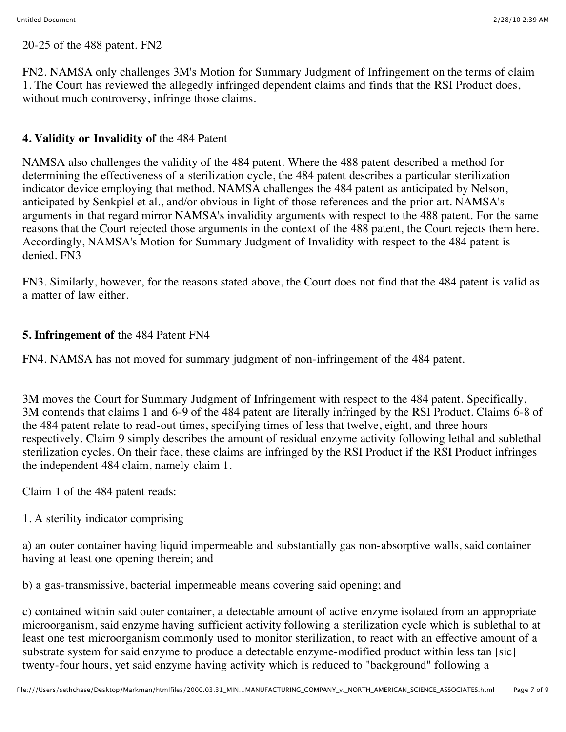20-25 of the 488 patent. FN2

FN2. NAMSA only challenges 3M's Motion for Summary Judgment of Infringement on the terms of claim 1. The Court has reviewed the allegedly infringed dependent claims and finds that the RSI Product does, without much controversy, infringe those claims.

**4. Validity or Invalidity of** the 484 Patent

NAMSA also challenges the validity of the 484 patent. Where the 488 patent described a method for determining the effectiveness of a sterilization cycle, the 484 patent describes a particular sterilization indicator device employing that method. NAMSA challenges the 484 patent as anticipated by Nelson, anticipated by Senkpiel et al., and/or obvious in light of those references and the prior art. NAMSA's arguments in that regard mirror NAMSA's invalidity arguments with respect to the 488 patent. For the same reasons that the Court rejected those arguments in the context of the 488 patent, the Court rejects them here. Accordingly, NAMSA's Motion for Summary Judgment of Invalidity with respect to the 484 patent is denied. FN3

FN3. Similarly, however, for the reasons stated above, the Court does not find that the 484 patent is valid as a matter of law either.

**5. Infringement of** the 484 Patent FN4

FN4. NAMSA has not moved for summary judgment of non-infringement of the 484 patent.

3M moves the Court for Summary Judgment of Infringement with respect to the 484 patent. Specifically, 3M contends that claims 1 and 6-9 of the 484 patent are literally infringed by the RSI Product. Claims 6-8 of the 484 patent relate to read-out times, specifying times of less that twelve, eight, and three hours respectively. Claim 9 simply describes the amount of residual enzyme activity following lethal and sublethal sterilization cycles. On their face, these claims are infringed by the RSI Product if the RSI Product infringes the independent 484 claim, namely claim 1.

Claim 1 of the 484 patent reads:

1. A sterility indicator comprising

a) an outer container having liquid impermeable and substantially gas non-absorptive walls, said container having at least one opening therein; and

b) a gas-transmissive, bacterial impermeable means covering said opening; and

c) contained within said outer container, a detectable amount of active enzyme isolated from an appropriate microorganism, said enzyme having sufficient activity following a sterilization cycle which is sublethal to at least one test microorganism commonly used to monitor sterilization, to react with an effective amount of a substrate system for said enzyme to produce a detectable enzyme-modified product within less tan [sic] twenty-four hours, yet said enzyme having activity which is reduced to "background" following a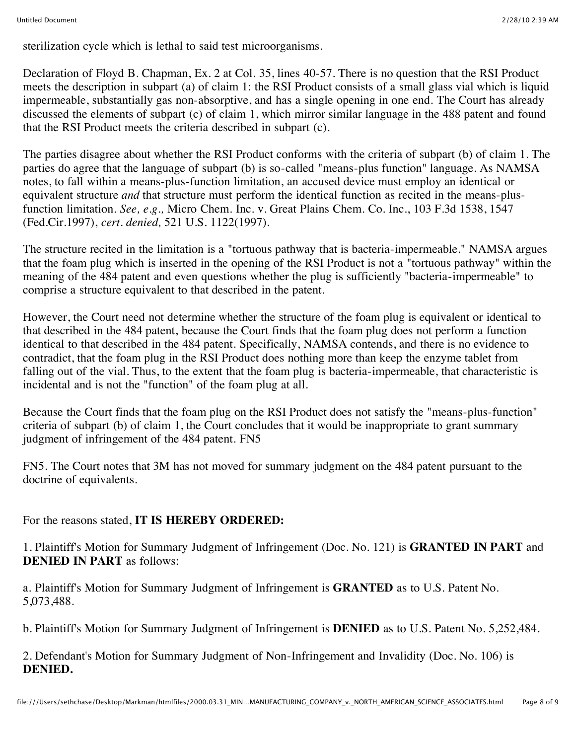sterilization cycle which is lethal to said test microorganisms.

Declaration of Floyd B. Chapman, Ex. 2 at Col. 35, lines 40-57. There is no question that the RSI Product meets the description in subpart (a) of claim 1: the RSI Product consists of a small glass vial which is liquid impermeable, substantially gas non-absorptive, and has a single opening in one end. The Court has already discussed the elements of subpart (c) of claim 1, which mirror similar language in the 488 patent and found that the RSI Product meets the criteria described in subpart (c).

The parties disagree about whether the RSI Product conforms with the criteria of subpart (b) of claim 1. The parties do agree that the language of subpart (b) is so-called "means-plus function" language. As NAMSA notes, to fall within a means-plus-function limitation, an accused device must employ an identical or equivalent structure *and* that structure must perform the identical function as recited in the means-plus-function limitation. *See, e.g.,* Micro Chem. Inc. v. Great Plains Chem. Co. Inc., 103 F.3d 1538, 1547 (Fed.Cir.1997), *cert. denied,* 521 U.S. 1122(1997).

The structure recited in the limitation is a "tortuous pathway that is bacteria-impermeable." NAMSA argues that the foam plug which is inserted in the opening of the RSI Product is not a "tortuous pathway" within the meaning of the 484 patent and even questions whether the plug is sufficiently "bacteria-impermeable" to comprise a structure equivalent to that described in the patent.

However, the Court need not determine whether the structure of the foam plug is equivalent or identical to that described in the 484 patent, because the Court finds that the foam plug does not perform a function identical to that described in the 484 patent. Specifically, NAMSA contends, and there is no evidence to contradict, that the foam plug in the RSI Product does nothing more than keep the enzyme tablet from falling out of the vial. Thus, to the extent that the foam plug is bacteria-impermeable, that characteristic is incidental and is not the "function" of the foam plug at all.

Because the Court finds that the foam plug on the RSI Product does not satisfy the "means-plus-function" criteria of subpart (b) of claim 1, the Court concludes that it would be inappropriate to grant summary judgment of infringement of the 484 patent. FN5

FN5. The Court notes that 3M has not moved for summary judgment on the 484 patent pursuant to the doctrine of equivalents.

For the reasons stated, **IT IS HEREBY ORDERED:**

1. Plaintiff's Motion for Summary Judgment of Infringement (Doc. No. 121) is **GRANTED IN PART** and **DENIED IN PART** as follows:

a. Plaintiff's Motion for Summary Judgment of Infringement is **GRANTED** as to U.S. Patent No. 5,073,488.

b. Plaintiff's Motion for Summary Judgment of Infringement is **DENIED** as to U.S. Patent No. 5,252,484.

2. Defendant's Motion for Summary Judgment of Non-Infringement and Invalidity (Doc. No. 106) is **DENIED.**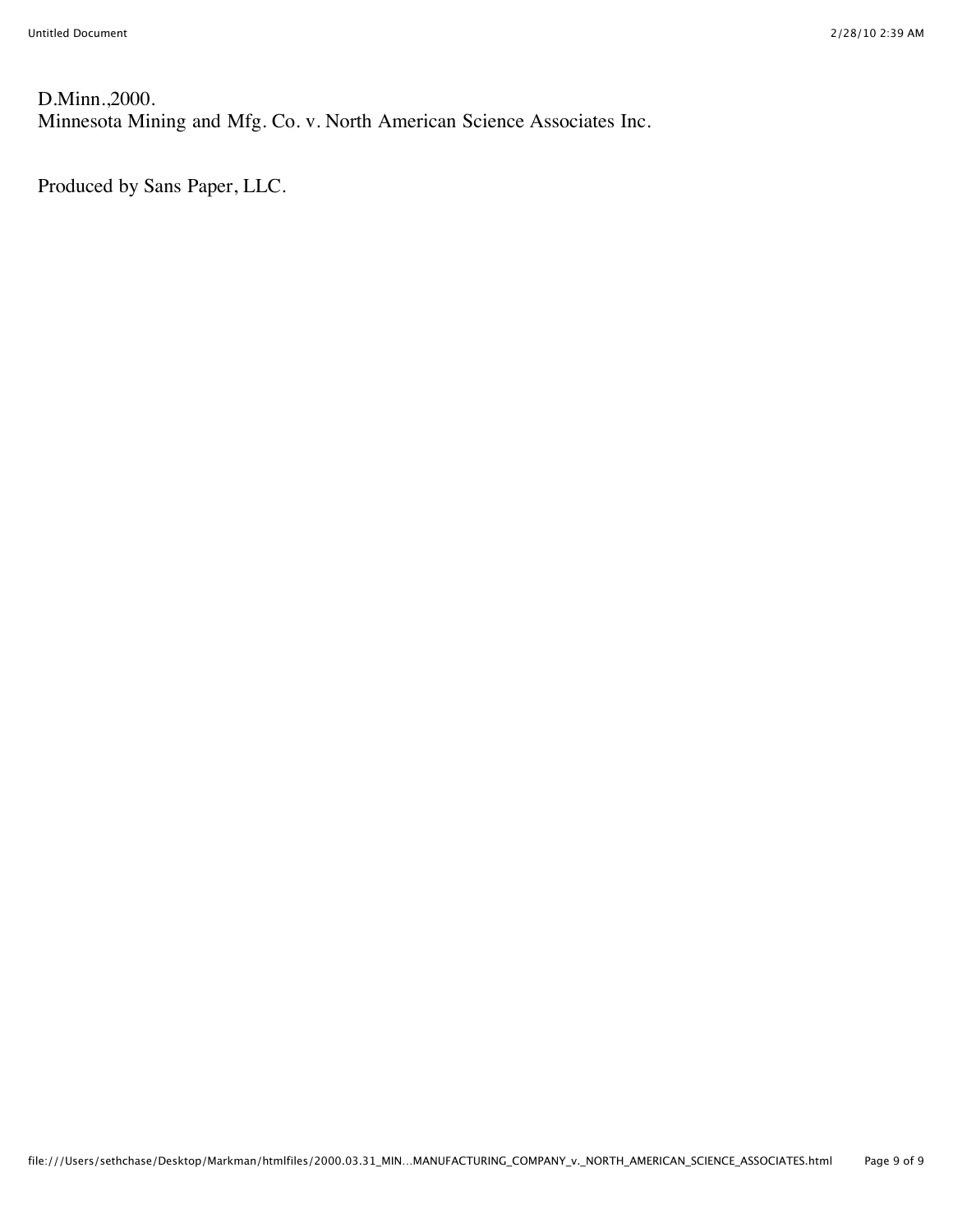D.Minn.,2000.
Minnesota Mining and Mfg. Co. v. North American Science Associates Inc.

Produced by Sans Paper, LLC.